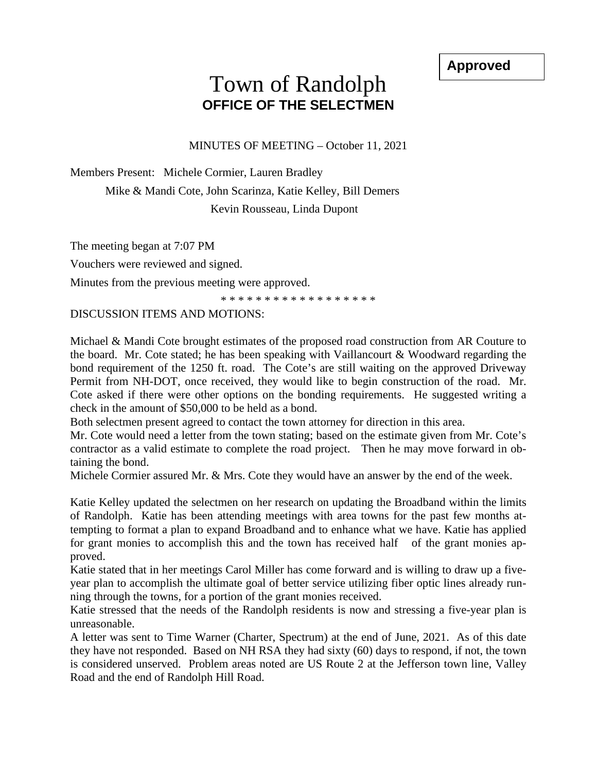**Approved**

# Town of Randolph
## OFFICE OF THE SELECTMEN

MINUTES OF MEETING – October 11, 2021

Members Present: Michele Cormier, Lauren Bradley

Mike & Mandi Cote, John Scarinza, Katie Kelley, Bill Demers

Kevin Rousseau, Linda Dupont

The meeting began at 7:07 PM

Vouchers were reviewed and signed.

Minutes from the previous meeting were approved.

* * * * * * * * * * * * * * * * * *

DISCUSSION ITEMS AND MOTIONS:

Michael & Mandi Cote brought estimates of the proposed road construction from AR Couture to the board. Mr. Cote stated; he has been speaking with Vaillancourt & Woodward regarding the bond requirement of the 1250 ft. road. The Cote's are still waiting on the approved Driveway Permit from NH-DOT, once received, they would like to begin construction of the road. Mr. Cote asked if there were other options on the bonding requirements. He suggested writing a check in the amount of $50,000 to be held as a bond.

Both selectmen present agreed to contact the town attorney for direction in this area.

Mr. Cote would need a letter from the town stating; based on the estimate given from Mr. Cote's contractor as a valid estimate to complete the road project. Then he may move forward in obtaining the bond.

Michele Cormier assured Mr. & Mrs. Cote they would have an answer by the end of the week.

Katie Kelley updated the selectmen on her research on updating the Broadband within the limits of Randolph. Katie has been attending meetings with area towns for the past few months attempting to format a plan to expand Broadband and to enhance what we have. Katie has applied for grant monies to accomplish this and the town has received half of the grant monies approved.

Katie stated that in her meetings Carol Miller has come forward and is willing to draw up a five-year plan to accomplish the ultimate goal of better service utilizing fiber optic lines already running through the towns, for a portion of the grant monies received.

Katie stressed that the needs of the Randolph residents is now and stressing a five-year plan is unreasonable.

A letter was sent to Time Warner (Charter, Spectrum) at the end of June, 2021. As of this date they have not responded. Based on NH RSA they had sixty (60) days to respond, if not, the town is considered unserved. Problem areas noted are US Route 2 at the Jefferson town line, Valley Road and the end of Randolph Hill Road.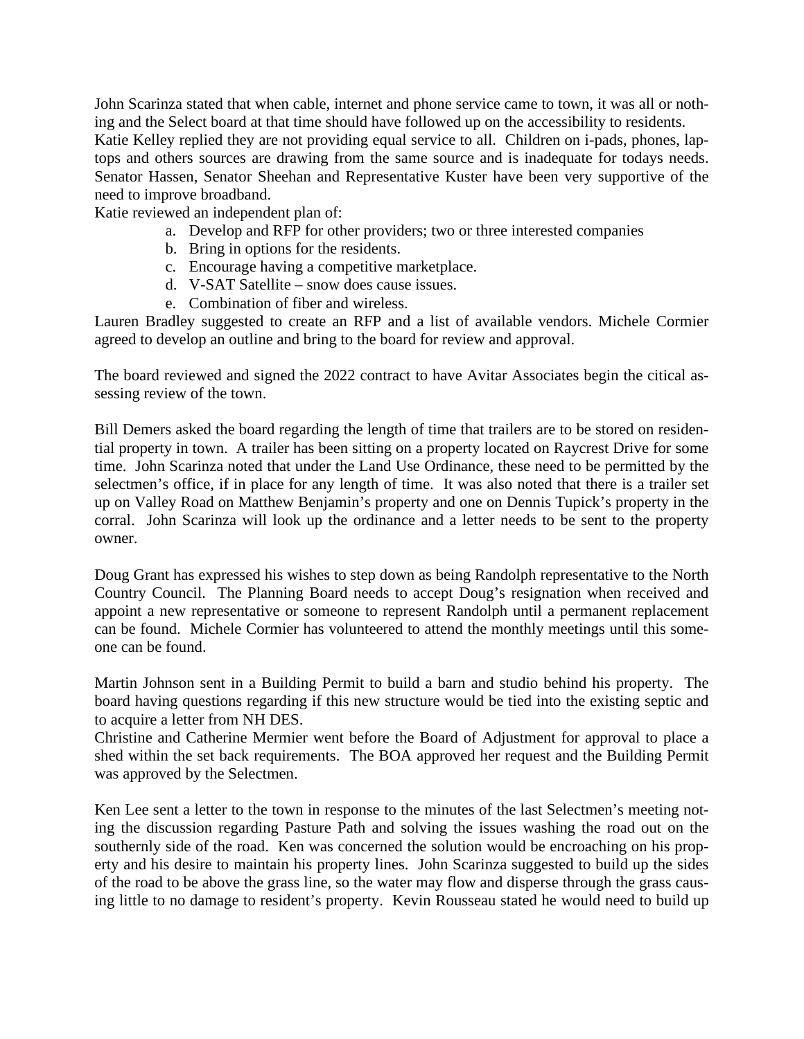John Scarinza stated that when cable, internet and phone service came to town, it was all or nothing and the Select board at that time should have followed up on the accessibility to residents.
Katie Kelley replied they are not providing equal service to all. Children on i-pads, phones, laptops and others sources are drawing from the same source and is inadequate for todays needs. Senator Hassen, Senator Sheehan and Representative Kuster have been very supportive of the need to improve broadband.
Katie reviewed an independent plan of:

a. Develop and RFP for other providers; two or three interested companies
b. Bring in options for the residents.
c. Encourage having a competitive marketplace.
d. V-SAT Satellite – snow does cause issues.
e. Combination of fiber and wireless.

Lauren Bradley suggested to create an RFP and a list of available vendors. Michele Cormier agreed to develop an outline and bring to the board for review and approval.

The board reviewed and signed the 2022 contract to have Avitar Associates begin the citical assessing review of the town.

Bill Demers asked the board regarding the length of time that trailers are to be stored on residential property in town. A trailer has been sitting on a property located on Raycrest Drive for some time. John Scarinza noted that under the Land Use Ordinance, these need to be permitted by the selectmen's office, if in place for any length of time. It was also noted that there is a trailer set up on Valley Road on Matthew Benjamin's property and one on Dennis Tupick's property in the corral. John Scarinza will look up the ordinance and a letter needs to be sent to the property owner.

Doug Grant has expressed his wishes to step down as being Randolph representative to the North Country Council. The Planning Board needs to accept Doug's resignation when received and appoint a new representative or someone to represent Randolph until a permanent replacement can be found. Michele Cormier has volunteered to attend the monthly meetings until this someone can be found.

Martin Johnson sent in a Building Permit to build a barn and studio behind his property. The board having questions regarding if this new structure would be tied into the existing septic and to acquire a letter from NH DES.
Christine and Catherine Mermier went before the Board of Adjustment for approval to place a shed within the set back requirements. The BOA approved her request and the Building Permit was approved by the Selectmen.

Ken Lee sent a letter to the town in response to the minutes of the last Selectmen's meeting noting the discussion regarding Pasture Path and solving the issues washing the road out on the southernly side of the road. Ken was concerned the solution would be encroaching on his property and his desire to maintain his property lines. John Scarinza suggested to build up the sides of the road to be above the grass line, so the water may flow and disperse through the grass causing little to no damage to resident's property. Kevin Rousseau stated he would need to build up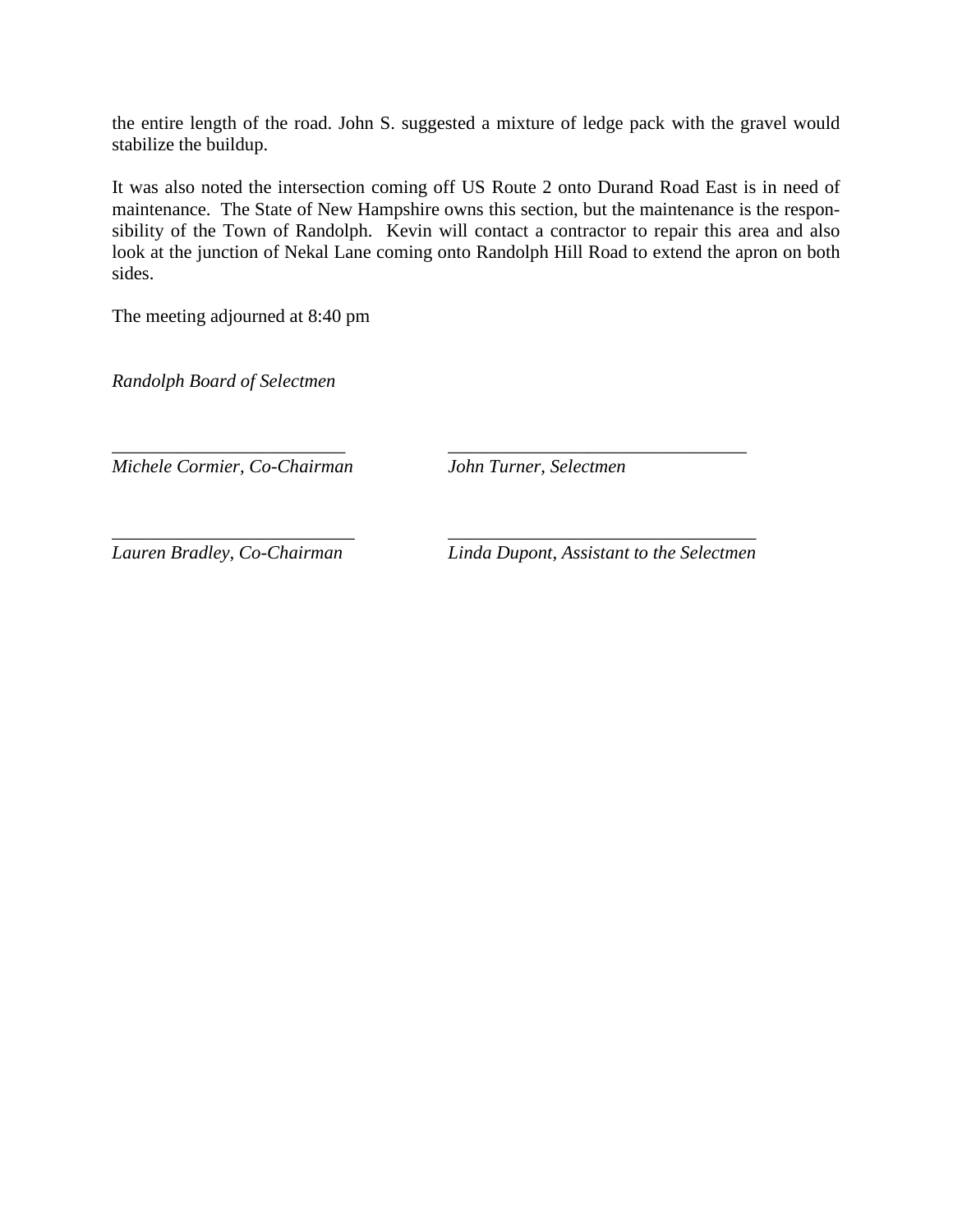the entire length of the road. John S. suggested a mixture of ledge pack with the gravel would stabilize the buildup.

It was also noted the intersection coming off US Route 2 onto Durand Road East is in need of maintenance. The State of New Hampshire owns this section, but the maintenance is the responsibility of the Town of Randolph. Kevin will contact a contractor to repair this area and also look at the junction of Nekal Lane coming onto Randolph Hill Road to extend the apron on both sides.

The meeting adjourned at 8:40 pm

*Randolph Board of Selectmen*

\_\_\_\_\_\_\_\_\_\_\_\_\_\_\_\_\_\_\_\_\_\_\_\_\_\_ 
*Michele Cormier, Co-Chairman*

\_\_\_\_\_\_\_\_\_\_\_\_\_\_\_\_\_\_\_\_\_\_\_\_\_\_\_\_\_\_\_\_\_\_ 
*John Turner, Selectmen*

\_\_\_\_\_\_\_\_\_\_\_\_\_\_\_\_\_\_\_\_\_\_\_\_\_\_\_ 
*Lauren Bradley, Co-Chairman*

\_\_\_\_\_\_\_\_\_\_\_\_\_\_\_\_\_\_\_\_\_\_\_\_\_\_\_\_\_\_\_\_\_\_\_ 
*Linda Dupont, Assistant to the Selectmen*